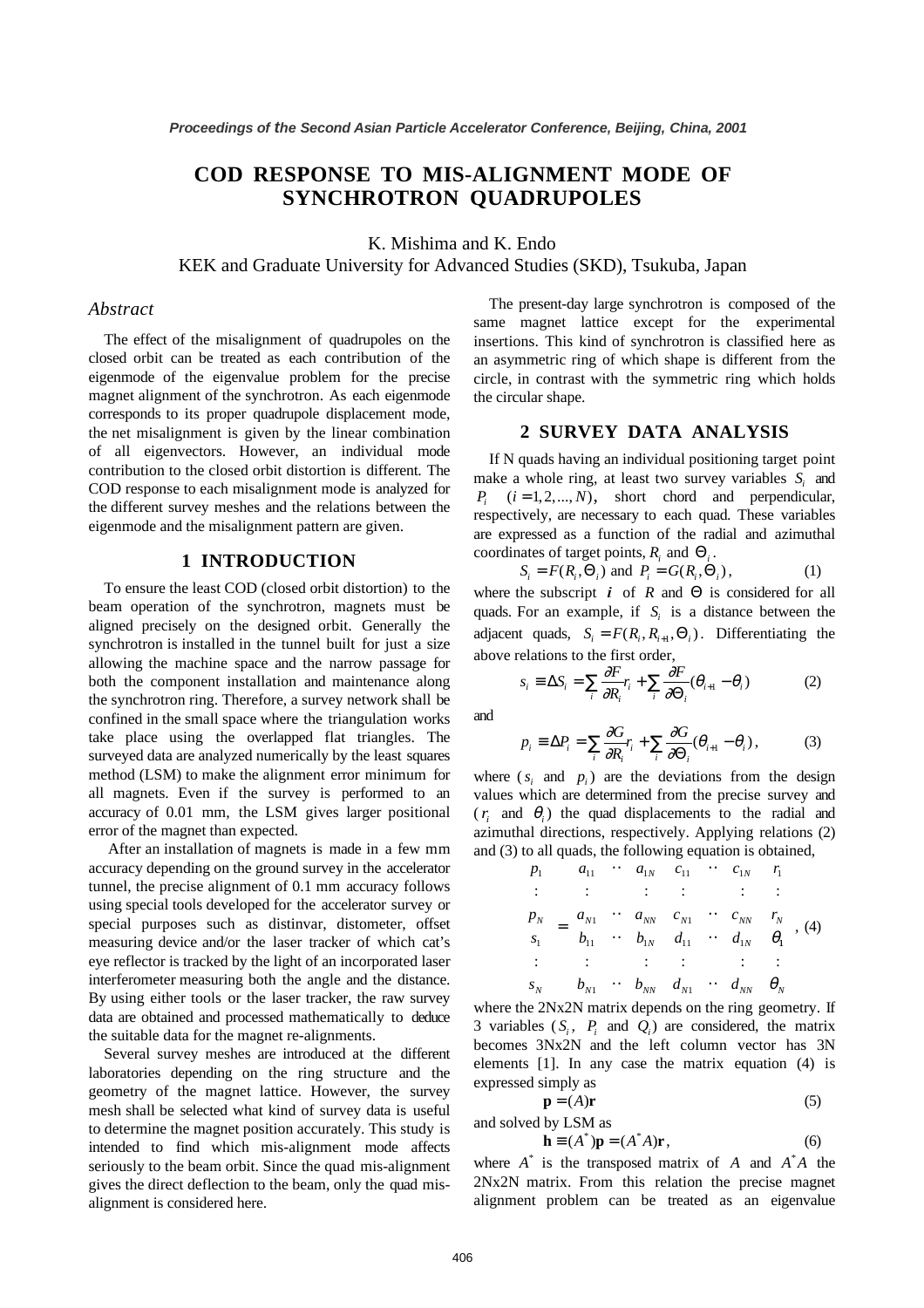# COD RESPONSE TO MIS-ALIGNMENT MODE OF SYNCHROTRON QUADRUPOLES

K. Mishima and K. Endo
KEK and Graduate University for Advanced Studies (SKD), Tsukuba, Japan

### *Abstract*

The effect of the misalignment of quadrupoles on the closed orbit can be treated as each contribution of the eigenmode of the eigenvalue problem for the precise magnet alignment of the synchrotron. As each eigenmode corresponds to its proper quadrupole displacement mode, the net misalignment is given by the linear combination of all eigenvectors. However, an individual mode contribution to the closed orbit distortion is different. The COD response to each misalignment mode is analyzed for the different survey meshes and the relations between the eigenmode and the misalignment pattern are given.

## 1 INTRODUCTION

To ensure the least COD (closed orbit distortion) to the beam operation of the synchrotron, magnets must be aligned precisely on the designed orbit. Generally the synchrotron is installed in the tunnel built for just a size allowing the machine space and the narrow passage for both the component installation and maintenance along the synchrotron ring. Therefore, a survey network shall be confined in the small space where the triangulation works take place using the overlapped flat triangles. The surveyed data are analyzed numerically by the least squares method (LSM) to make the alignment error minimum for all magnets. Even if the survey is performed to an accuracy of 0.01 mm, the LSM gives larger positional error of the magnet than expected.

After an installation of magnets is made in a few mm accuracy depending on the ground survey in the accelerator tunnel, the precise alignment of 0.1 mm accuracy follows using special tools developed for the accelerator survey or special purposes such as distinvar, distometer, offset measuring device and/or the laser tracker of which cat's eye reflector is tracked by the light of an incorporated laser interferometer measuring both the angle and the distance. By using either tools or the laser tracker, the raw survey data are obtained and processed mathematically to deduce the suitable data for the magnet re-alignments.

Several survey meshes are introduced at the different laboratories depending on the ring structure and the geometry of the magnet lattice. However, the survey mesh shall be selected what kind of survey data is useful to determine the magnet position accurately. This study is intended to find which mis-alignment mode affects seriously to the beam orbit. Since the quad mis-alignment gives the direct deflection to the beam, only the quad mis-alignment is considered here.

The present-day large synchrotron is composed of the same magnet lattice except for the experimental insertions. This kind of synchrotron is classified here as an asymmetric ring of which shape is different from the circle, in contrast with the symmetric ring which holds the circular shape.

## 2 SURVEY DATA ANALYSIS

If N quads having an individual positioning target point make a whole ring, at least two survey variables $S_i$ and $P_i$ $(i = 1, 2, ..., N)$, short chord and perpendicular, respectively, are necessary to each quad. These variables are expressed as a function of the radial and azimuthal coordinates of target points, $R_i$ and $\Theta_i$.

$$S_i = F(R_i, \Theta_i) \text{ and } P_i = G(R_i, \Theta_i), \tag{1}$$

where the subscript $i$ of $R$ and $\Theta$ is considered for all quads. For an example, if $S_i$ is a distance between the adjacent quads, $S_i = F(R_i, R_{i+1}, \Theta_i)$. Differentiating the above relations to the first order,

$$s_i \equiv \Delta S_i = \sum_i \frac{\partial F}{\partial R_i} r_i + \sum_i \frac{\partial F}{\partial \Theta_i}(\theta_{i+1} - \theta_i) \tag{2}$$

and

$$p_i \equiv \Delta P_i = \sum_i \frac{\partial G}{\partial R_i} r_i + \sum_i \frac{\partial G}{\partial \Theta_i}(\theta_{i+1} - \theta_i), \tag{3}$$

where ($s_i$ and $p_i$) are the deviations from the design values which are determined from the precise survey and ($r_i$ and $\theta_i$) the quad displacements to the radial and azimuthal directions, respectively. Applying relations (2) and (3) to all quads, the following equation is obtained,

$$\begin{pmatrix} p_1 \\ : \\ p_N \\ s_1 \\ : \\ s_N \end{pmatrix} = \begin{pmatrix} a_{11} & \cdot\cdot & a_{1N} & c_{11} & \cdot\cdot & c_{1N} \\ : & & : & : & & : \\ a_{N1} & \cdot\cdot & a_{NN} & c_{N1} & \cdot\cdot & c_{NN} \\ b_{11} & \cdot\cdot & b_{1N} & d_{11} & \cdot\cdot & d_{1N} \\ : & & : & : & & : \\ b_{N1} & \cdot\cdot & b_{NN} & d_{N1} & \cdot\cdot & d_{NN} \end{pmatrix} \begin{pmatrix} r_1 \\ : \\ r_N \\ \theta_1 \\ : \\ \theta_N \end{pmatrix}, \tag{4}$$

where the 2Nx2N matrix depends on the ring geometry. If 3 variables ($S_i$, $P_i$ and $Q_i$) are considered, the matrix becomes 3Nx2N and the left column vector has 3N elements [1]. In any case the matrix equation (4) is expressed simply as

$$\mathbf{p} = (A)\mathbf{r} \tag{5}$$

and solved by LSM as

$$\mathbf{h} \equiv (A^*)\mathbf{p} = (A^* A)\mathbf{r}, \tag{6}$$

where $A^*$ is the transposed matrix of $A$ and $A^* A$ the 2Nx2N matrix. From this relation the precise magnet alignment problem can be treated as an eigenvalue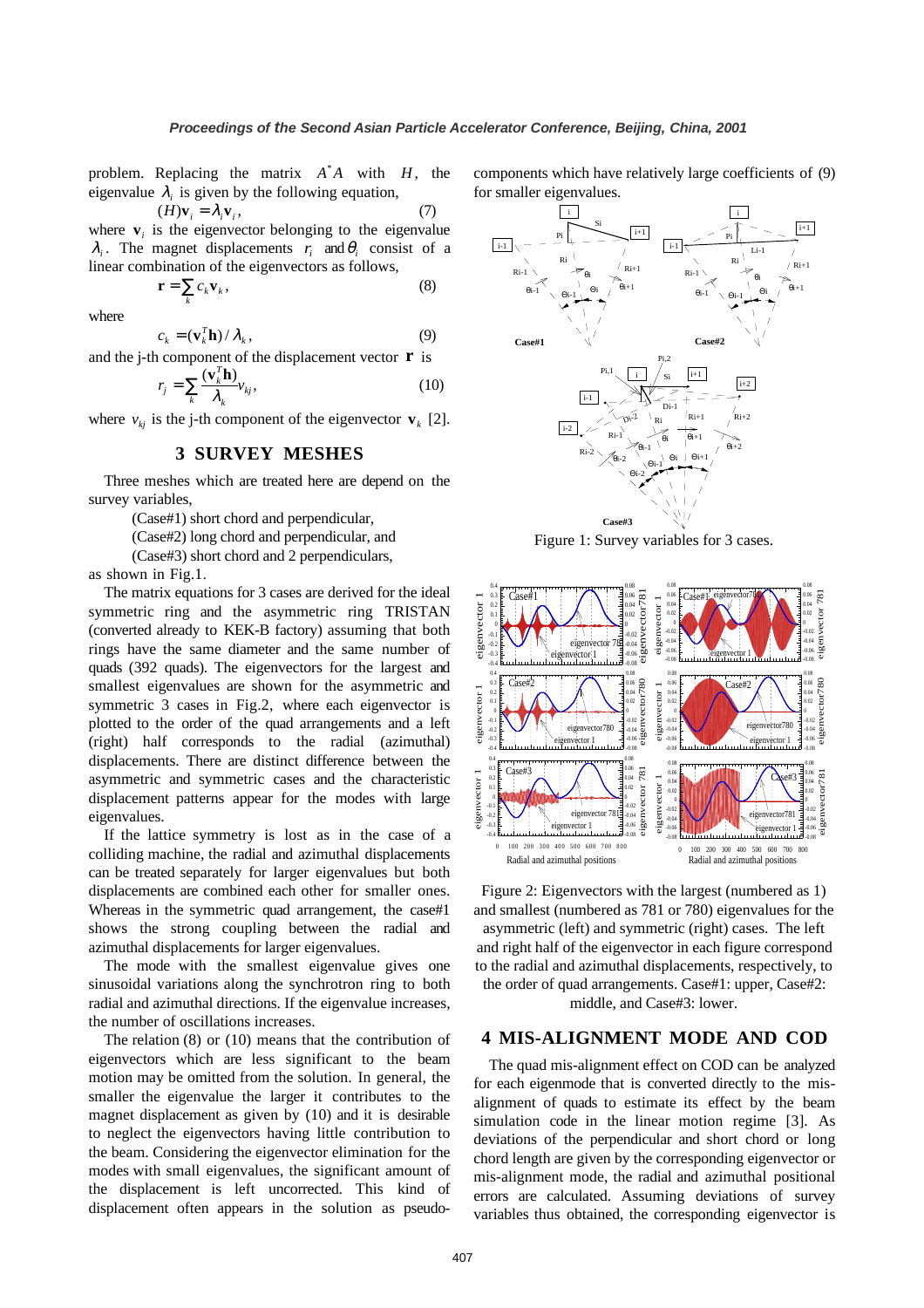problem. Replacing the matrix $A^*A$ with $H$, the eigenvalue $\lambda_i$ is given by the following equation,

$$(H)\mathbf{v}_i = \lambda_i \mathbf{v}_i, \tag{7}$$

where $\mathbf{v}_i$ is the eigenvector belonging to the eigenvalue $\lambda_i$. The magnet displacements $r_i$ and $\theta_i$ consist of a linear combination of the eigenvectors as follows,

$$\mathbf{r} = \sum_k c_k \mathbf{v}_k, \tag{8}$$

where

$$c_k = (\mathbf{v}_k^T \mathbf{h}) / \lambda_k, \tag{9}$$

and the j-th component of the displacement vector $\mathbf{r}$ is

$$r_j = \sum_k \frac{(\mathbf{v}_k^T \mathbf{h})}{\lambda_k} v_{kj}, \tag{10}$$

where $v_{kj}$ is the j-th component of the eigenvector $\mathbf{v}_k$ [2].

## 3 SURVEY MESHES

Three meshes which are treated here are depend on the survey variables,

(Case#1) short chord and perpendicular,
(Case#2) long chord and perpendicular, and
(Case#3) short chord and 2 perpendiculars,

as shown in Fig.1.

The matrix equations for 3 cases are derived for the ideal symmetric ring and the asymmetric ring TRISTAN (converted already to KEK-B factory) assuming that both rings have the same diameter and the same number of quads (392 quads). The eigenvectors for the largest and smallest eigenvalues are shown for the asymmetric and symmetric 3 cases in Fig.2, where each eigenvector is plotted to the order of the quad arrangements and a left (right) half corresponds to the radial (azimuthal) displacements. There are distinct difference between the asymmetric and symmetric cases and the characteristic displacement patterns appear for the modes with large eigenvalues.

If the lattice symmetry is lost as in the case of a colliding machine, the radial and azimuthal displacements can be treated separately for larger eigenvalues but both displacements are combined each other for smaller ones. Whereas in the symmetric quad arrangement, the case#1 shows the strong coupling between the radial and azimuthal displacements for larger eigenvalues.

The mode with the smallest eigenvalue gives one sinusoidal variations along the synchrotron ring to both radial and azimuthal directions. If the eigenvalue increases, the number of oscillations increases.

The relation (8) or (10) means that the contribution of eigenvectors which are less significant to the beam motion may be omitted from the solution. In general, the smaller the eigenvalue the larger it contributes to the magnet displacement as given by (10) and it is desirable to neglect the eigenvectors having little contribution to the beam. Considering the eigenvector elimination for the modes with small eigenvalues, the significant amount of the displacement is left uncorrected. This kind of displacement often appears in the solution as pseudo-components which have relatively large coefficients of (9) for smaller eigenvalues.

Figure 1: Survey variables for 3 cases.

Figure 2: Eigenvectors with the largest (numbered as 1) and smallest (numbered as 781 or 780) eigenvalues for the asymmetric (left) and symmetric (right) cases. The left and right half of the eigenvector in each figure correspond to the radial and azimuthal displacements, respectively, to the order of quad arrangements. Case#1: upper, Case#2: middle, and Case#3: lower.

## 4 MIS-ALIGNMENT MODE AND COD

The quad mis-alignment effect on COD can be analyzed for each eigenmode that is converted directly to the mis-alignment of quads to estimate its effect by the beam simulation code in the linear motion regime [3]. As deviations of the perpendicular and short chord or long chord length are given by the corresponding eigenvector or mis-alignment mode, the radial and azimuthal positional errors are calculated. Assuming deviations of survey variables thus obtained, the corresponding eigenvector is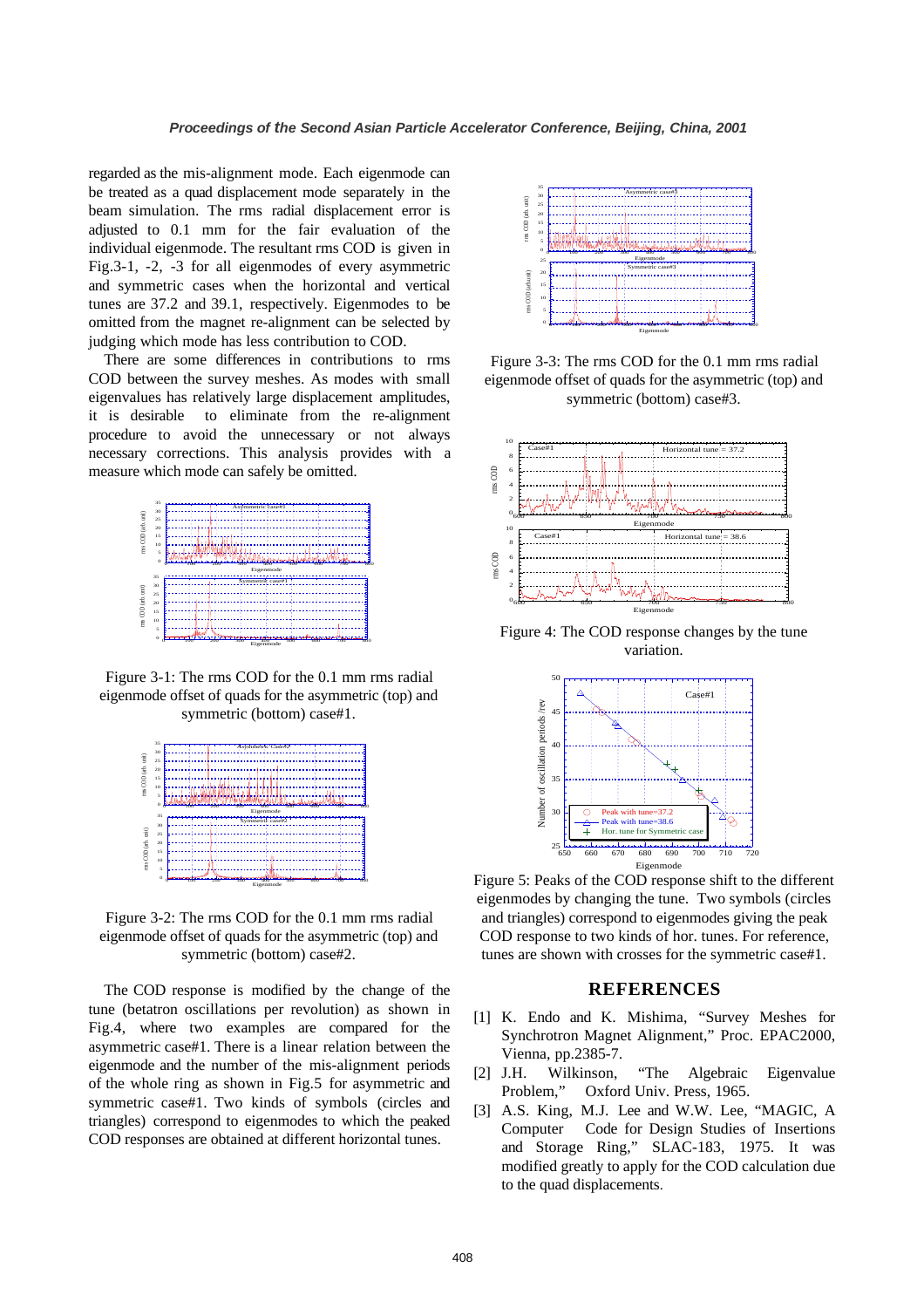regarded as the mis-alignment mode. Each eigenmode can be treated as a quad displacement mode separately in the beam simulation. The rms radial displacement error is adjusted to 0.1 mm for the fair evaluation of the individual eigenmode. The resultant rms COD is given in Fig.3-1, -2, -3 for all eigenmodes of every asymmetric and symmetric cases when the horizontal and vertical tunes are 37.2 and 39.1, respectively. Eigenmodes to be omitted from the magnet re-alignment can be selected by judging which mode has less contribution to COD.

There are some differences in contributions to rms COD between the survey meshes. As modes with small eigenvalues has relatively large displacement amplitudes, it is desirable to eliminate from the re-alignment procedure to avoid the unnecessary or not always necessary corrections. This analysis provides with a measure which mode can safely be omitted.

Figure 3-1: The rms COD for the 0.1 mm rms radial eigenmode offset of quads for the asymmetric (top) and symmetric (bottom) case#1.

Figure 3-2: The rms COD for the 0.1 mm rms radial eigenmode offset of quads for the asymmetric (top) and symmetric (bottom) case#2.

The COD response is modified by the change of the tune (betatron oscillations per revolution) as shown in Fig.4, where two examples are compared for the asymmetric case#1. There is a linear relation between the eigenmode and the number of the mis-alignment periods of the whole ring as shown in Fig.5 for asymmetric and symmetric case#1. Two kinds of symbols (circles and triangles) correspond to eigenmodes to which the peaked COD responses are obtained at different horizontal tunes.

Figure 3-3: The rms COD for the 0.1 mm rms radial eigenmode offset of quads for the asymmetric (top) and symmetric (bottom) case#3.

Figure 4: The COD response changes by the tune variation.

Figure 5: Peaks of the COD response shift to the different eigenmodes by changing the tune. Two symbols (circles and triangles) correspond to eigenmodes giving the peak COD response to two kinds of hor. tunes. For reference, tunes are shown with crosses for the symmetric case#1.

## REFERENCES

[1] K. Endo and K. Mishima, "Survey Meshes for Synchrotron Magnet Alignment," Proc. EPAC2000, Vienna, pp.2385-7.

[2] J.H. Wilkinson, "The Algebraic Eigenvalue Problem," Oxford Univ. Press, 1965.

[3] A.S. King, M.J. Lee and W.W. Lee, "MAGIC, A Computer Code for Design Studies of Insertions and Storage Ring," SLAC-183, 1975. It was modified greatly to apply for the COD calculation due to the quad displacements.